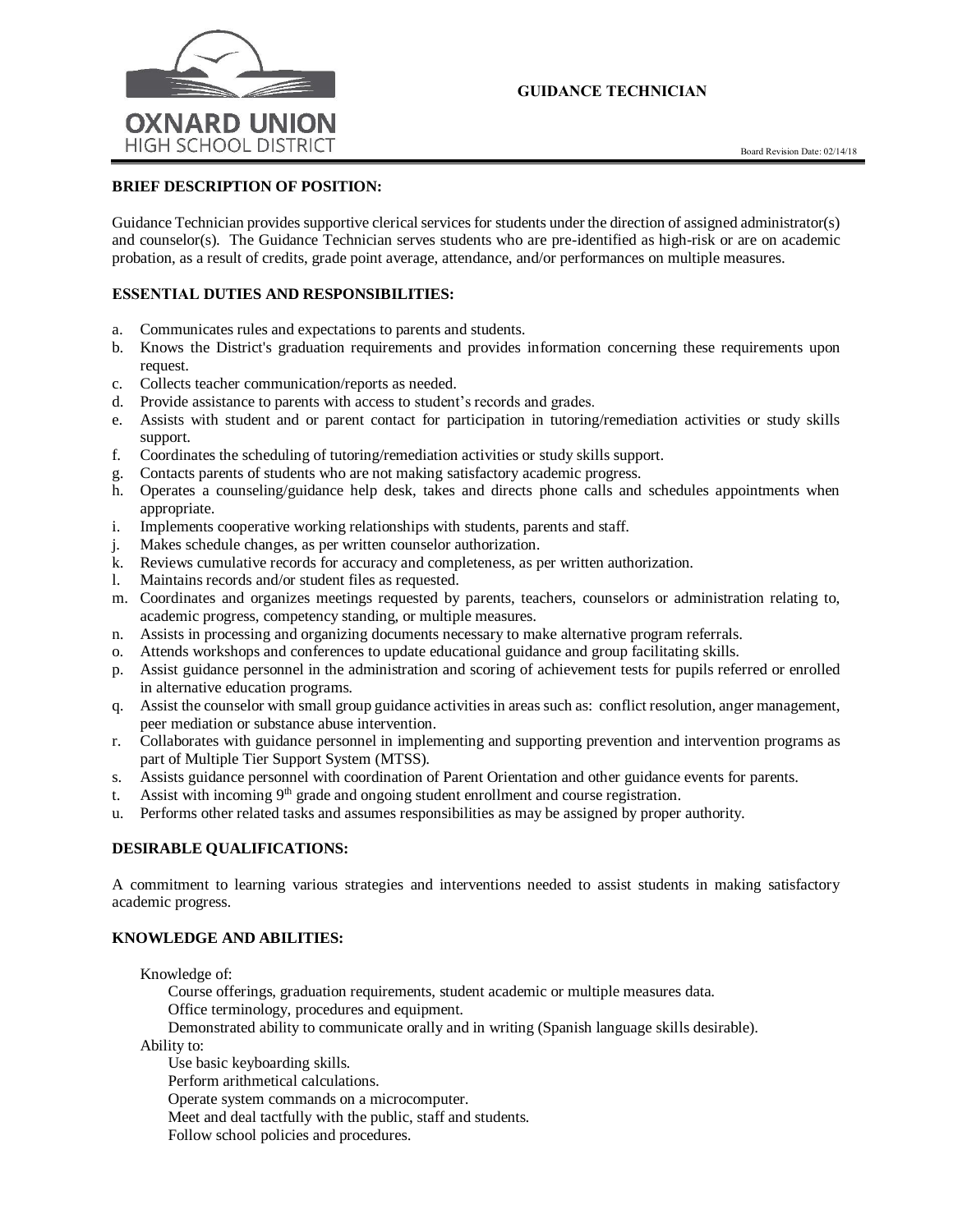OXNARD UNION
HIGH SCHOOL DISTRICT

# GUIDANCE TECHNICIAN

Board Revision Date: 02/14/18

## BRIEF DESCRIPTION OF POSITION:

Guidance Technician provides supportive clerical services for students under the direction of assigned administrator(s) and counselor(s). The Guidance Technician serves students who are pre-identified as high-risk or are on academic probation, as a result of credits, grade point average, attendance, and/or performances on multiple measures.

## ESSENTIAL DUTIES AND RESPONSIBILITIES:

a. Communicates rules and expectations to parents and students.
b. Knows the District's graduation requirements and provides information concerning these requirements upon request.
c. Collects teacher communication/reports as needed.
d. Provide assistance to parents with access to student's records and grades.
e. Assists with student and or parent contact for participation in tutoring/remediation activities or study skills support.
f. Coordinates the scheduling of tutoring/remediation activities or study skills support.
g. Contacts parents of students who are not making satisfactory academic progress.
h. Operates a counseling/guidance help desk, takes and directs phone calls and schedules appointments when appropriate.
i. Implements cooperative working relationships with students, parents and staff.
j. Makes schedule changes, as per written counselor authorization.
k. Reviews cumulative records for accuracy and completeness, as per written authorization.
l. Maintains records and/or student files as requested.
m. Coordinates and organizes meetings requested by parents, teachers, counselors or administration relating to, academic progress, competency standing, or multiple measures.
n. Assists in processing and organizing documents necessary to make alternative program referrals.
o. Attends workshops and conferences to update educational guidance and group facilitating skills.
p. Assist guidance personnel in the administration and scoring of achievement tests for pupils referred or enrolled in alternative education programs.
q. Assist the counselor with small group guidance activities in areas such as: conflict resolution, anger management, peer mediation or substance abuse intervention.
r. Collaborates with guidance personnel in implementing and supporting prevention and intervention programs as part of Multiple Tier Support System (MTSS).
s. Assists guidance personnel with coordination of Parent Orientation and other guidance events for parents.
t. Assist with incoming 9th grade and ongoing student enrollment and course registration.
u. Performs other related tasks and assumes responsibilities as may be assigned by proper authority.

## DESIRABLE QUALIFICATIONS:

A commitment to learning various strategies and interventions needed to assist students in making satisfactory academic progress.

## KNOWLEDGE AND ABILITIES:

Knowledge of:
- Course offerings, graduation requirements, student academic or multiple measures data.
- Office terminology, procedures and equipment.
- Demonstrated ability to communicate orally and in writing (Spanish language skills desirable).

Ability to:
- Use basic keyboarding skills.
- Perform arithmetical calculations.
- Operate system commands on a microcomputer.
- Meet and deal tactfully with the public, staff and students.
- Follow school policies and procedures.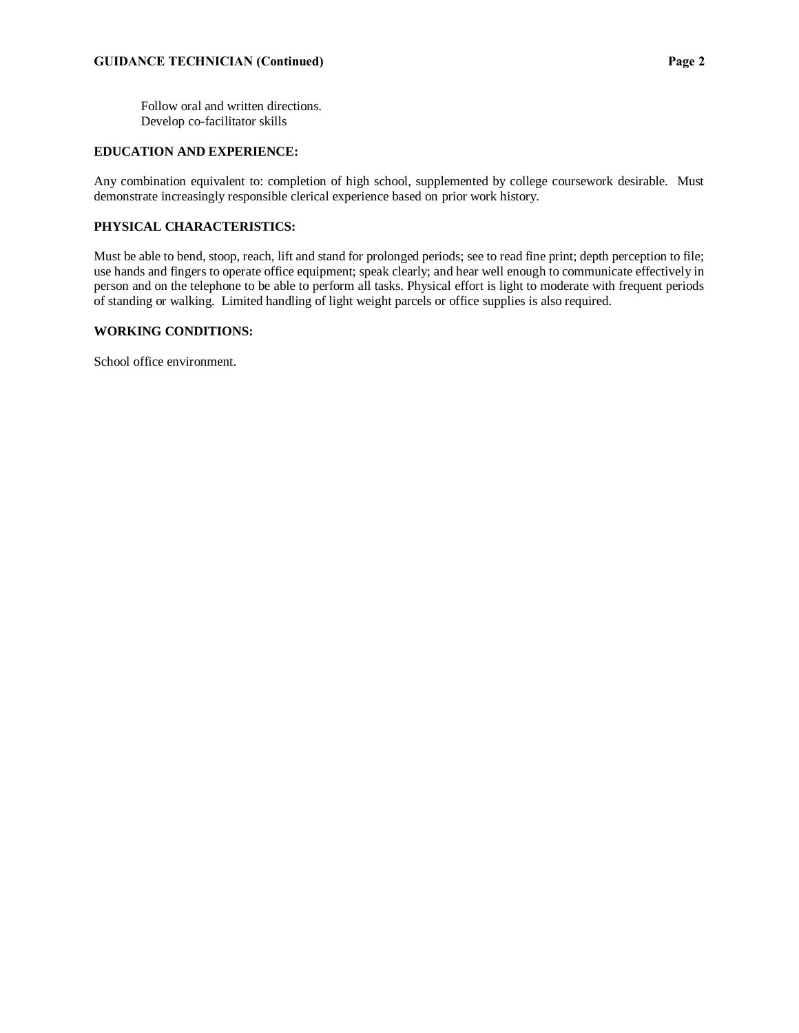Follow oral and written directions.
Develop co-facilitator skills

**EDUCATION AND EXPERIENCE:**

Any combination equivalent to: completion of high school, supplemented by college coursework desirable. Must demonstrate increasingly responsible clerical experience based on prior work history.

**PHYSICAL CHARACTERISTICS:**

Must be able to bend, stoop, reach, lift and stand for prolonged periods; see to read fine print; depth perception to file; use hands and fingers to operate office equipment; speak clearly; and hear well enough to communicate effectively in person and on the telephone to be able to perform all tasks. Physical effort is light to moderate with frequent periods of standing or walking. Limited handling of light weight parcels or office supplies is also required.

**WORKING CONDITIONS:**

School office environment.